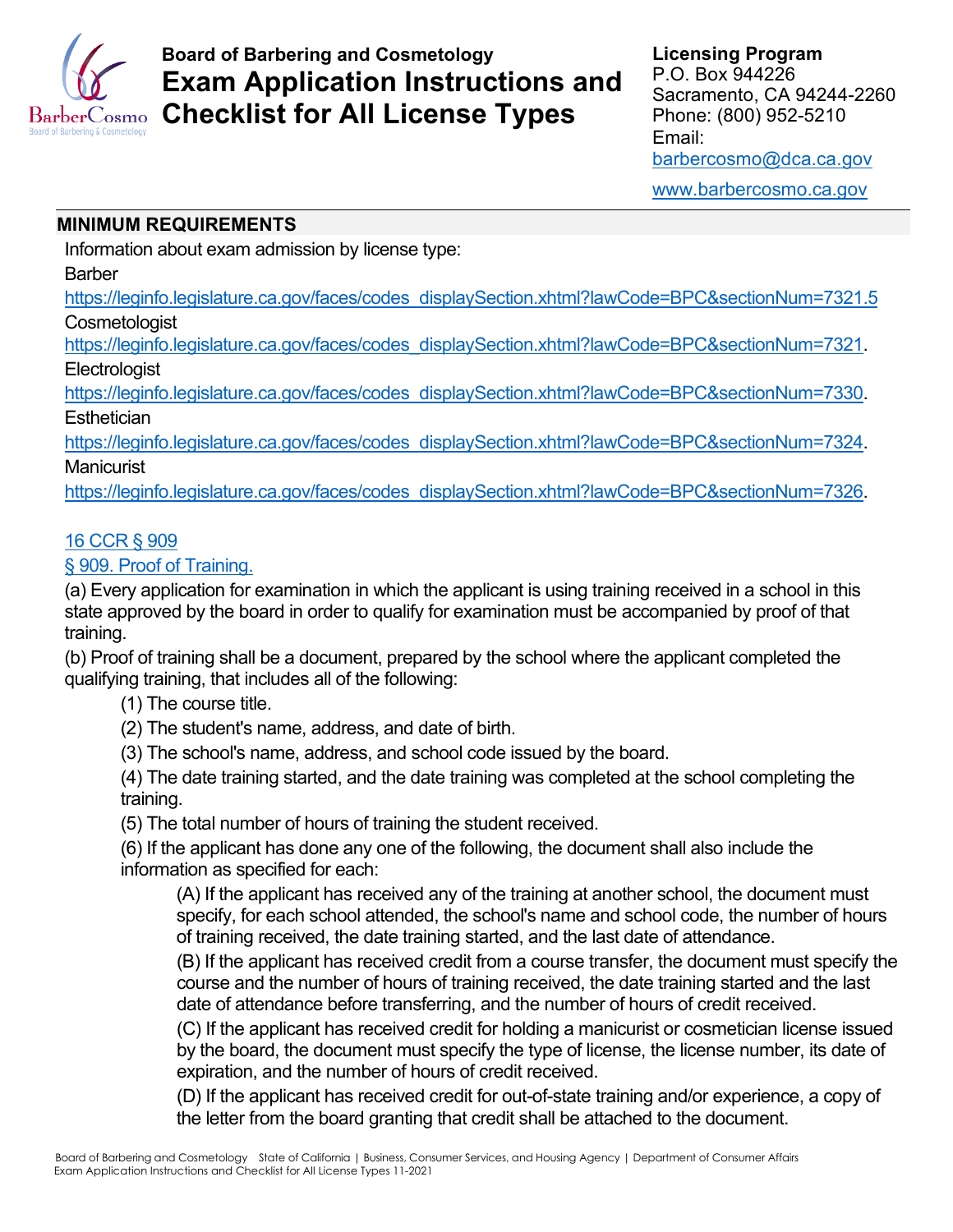# Board of Barbering and Cosmetology

# Exam Application Instructions and Checklist for All License Types

**Licensing Program**
P.O. Box 944226
Sacramento, CA 94244-2260
Phone: (800) 952-5210
Email:
barbercosmo@dca.ca.gov
www.barbercosmo.ca.gov

## MINIMUM REQUIREMENTS

Information about exam admission by license type:

Barber
https://leginfo.legislature.ca.gov/faces/codes_displaySection.xhtml?lawCode=BPC&sectionNum=7321.5

Cosmetologist
https://leginfo.legislature.ca.gov/faces/codes_displaySection.xhtml?lawCode=BPC&sectionNum=7321.

Electrologist
https://leginfo.legislature.ca.gov/faces/codes_displaySection.xhtml?lawCode=BPC&sectionNum=7330.

Esthetician
https://leginfo.legislature.ca.gov/faces/codes_displaySection.xhtml?lawCode=BPC&sectionNum=7324.

Manicurist
https://leginfo.legislature.ca.gov/faces/codes_displaySection.xhtml?lawCode=BPC&sectionNum=7326.

16 CCR § 909

§ 909. Proof of Training.

(a) Every application for examination in which the applicant is using training received in a school in this state approved by the board in order to qualify for examination must be accompanied by proof of that training.

(b) Proof of training shall be a document, prepared by the school where the applicant completed the qualifying training, that includes all of the following:

(1) The course title.

(2) The student's name, address, and date of birth.

(3) The school's name, address, and school code issued by the board.

(4) The date training started, and the date training was completed at the school completing the training.

(5) The total number of hours of training the student received.

(6) If the applicant has done any one of the following, the document shall also include the information as specified for each:

(A) If the applicant has received any of the training at another school, the document must specify, for each school attended, the school's name and school code, the number of hours of training received, the date training started, and the last date of attendance.

(B) If the applicant has received credit from a course transfer, the document must specify the course and the number of hours of training received, the date training started and the last date of attendance before transferring, and the number of hours of credit received.

(C) If the applicant has received credit for holding a manicurist or cosmetician license issued by the board, the document must specify the type of license, the license number, its date of expiration, and the number of hours of credit received.

(D) If the applicant has received credit for out-of-state training and/or experience, a copy of the letter from the board granting that credit shall be attached to the document.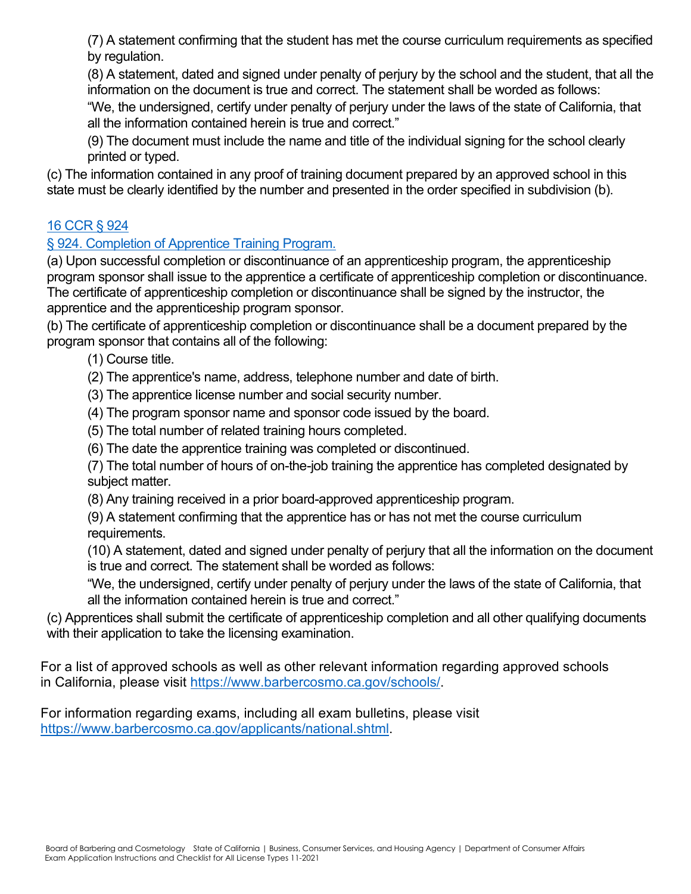(7) A statement confirming that the student has met the course curriculum requirements as specified by regulation.

(8) A statement, dated and signed under penalty of perjury by the school and the student, that all the information on the document is true and correct. The statement shall be worded as follows:

"We, the undersigned, certify under penalty of perjury under the laws of the state of California, that all the information contained herein is true and correct."

(9) The document must include the name and title of the individual signing for the school clearly printed or typed.

(c) The information contained in any proof of training document prepared by an approved school in this state must be clearly identified by the number and presented in the order specified in subdivision (b).

[16 CCR § 924](#)

[§ 924. Completion of Apprentice Training Program.](#)

(a) Upon successful completion or discontinuance of an apprenticeship program, the apprenticeship program sponsor shall issue to the apprentice a certificate of apprenticeship completion or discontinuance. The certificate of apprenticeship completion or discontinuance shall be signed by the instructor, the apprentice and the apprenticeship program sponsor.

(b) The certificate of apprenticeship completion or discontinuance shall be a document prepared by the program sponsor that contains all of the following:

(1) Course title.

(2) The apprentice's name, address, telephone number and date of birth.

(3) The apprentice license number and social security number.

(4) The program sponsor name and sponsor code issued by the board.

(5) The total number of related training hours completed.

(6) The date the apprentice training was completed or discontinued.

(7) The total number of hours of on-the-job training the apprentice has completed designated by subject matter.

(8) Any training received in a prior board-approved apprenticeship program.

(9) A statement confirming that the apprentice has or has not met the course curriculum requirements.

(10) A statement, dated and signed under penalty of perjury that all the information on the document is true and correct. The statement shall be worded as follows:

"We, the undersigned, certify under penalty of perjury under the laws of the state of California, that all the information contained herein is true and correct."

(c) Apprentices shall submit the certificate of apprenticeship completion and all other qualifying documents with their application to take the licensing examination.

For a list of approved schools as well as other relevant information regarding approved schools in California, please visit [https://www.barbercosmo.ca.gov/schools/](https://www.barbercosmo.ca.gov/schools/).

For information regarding exams, including all exam bulletins, please visit [https://www.barbercosmo.ca.gov/applicants/national.shtml](https://www.barbercosmo.ca.gov/applicants/national.shtml).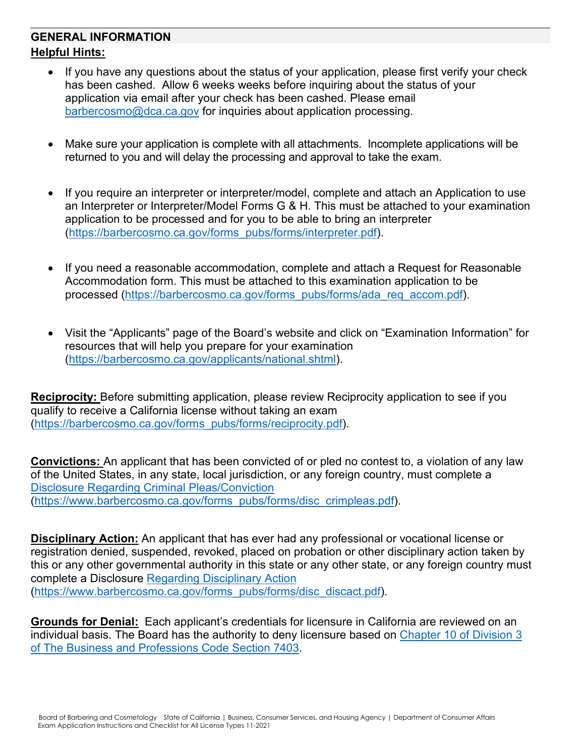## GENERAL INFORMATION

**Helpful Hints:**

- If you have any questions about the status of your application, please first verify your check has been cashed. Allow 6 weeks weeks before inquiring about the status of your application via email after your check has been cashed. Please email barbercosmo@dca.ca.gov for inquiries about application processing.

- Make sure your application is complete with all attachments. Incomplete applications will be returned to you and will delay the processing and approval to take the exam.

- If you require an interpreter or interpreter/model, complete and attach an Application to use an Interpreter or Interpreter/Model Forms G & H. This must be attached to your examination application to be processed and for you to be able to bring an interpreter (https://barbercosmo.ca.gov/forms_pubs/forms/interpreter.pdf).

- If you need a reasonable accommodation, complete and attach a Request for Reasonable Accommodation form. This must be attached to this examination application to be processed (https://barbercosmo.ca.gov/forms_pubs/forms/ada_req_accom.pdf).

- Visit the "Applicants" page of the Board's website and click on "Examination Information" for resources that will help you prepare for your examination (https://barbercosmo.ca.gov/applicants/national.shtml).

**Reciprocity:** Before submitting application, please review Reciprocity application to see if you qualify to receive a California license without taking an exam (https://barbercosmo.ca.gov/forms_pubs/forms/reciprocity.pdf).

**Convictions:** An applicant that has been convicted of or pled no contest to, a violation of any law of the United States, in any state, local jurisdiction, or any foreign country, must complete a Disclosure Regarding Criminal Pleas/Conviction (https://www.barbercosmo.ca.gov/forms_pubs/forms/disc_crimpleas.pdf).

**Disciplinary Action:** An applicant that has ever had any professional or vocational license or registration denied, suspended, revoked, placed on probation or other disciplinary action taken by this or any other governmental authority in this state or any other state, or any foreign country must complete a Disclosure Regarding Disciplinary Action (https://www.barbercosmo.ca.gov/forms_pubs/forms/disc_discact.pdf).

**Grounds for Denial:** Each applicant's credentials for licensure in California are reviewed on an individual basis. The Board has the authority to deny licensure based on Chapter 10 of Division 3 of The Business and Professions Code Section 7403.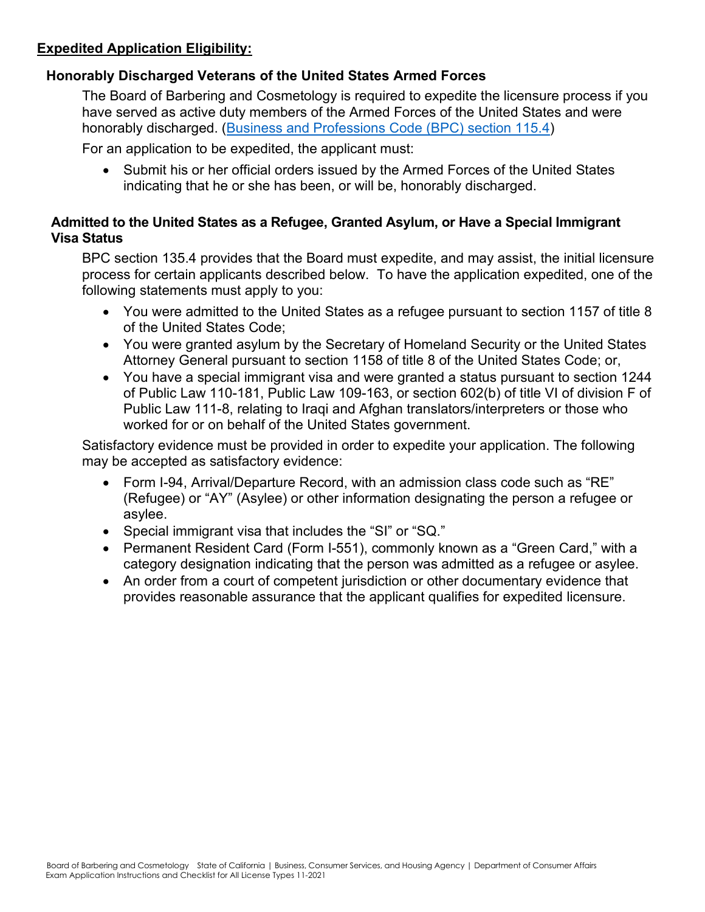## Expedited Application Eligibility:

### Honorably Discharged Veterans of the United States Armed Forces

The Board of Barbering and Cosmetology is required to expedite the licensure process if you have served as active duty members of the Armed Forces of the United States and were honorably discharged. ([Business and Professions Code (BPC) section 115.4](#))

For an application to be expedited, the applicant must:

- Submit his or her official orders issued by the Armed Forces of the United States indicating that he or she has been, or will be, honorably discharged.

### Admitted to the United States as a Refugee, Granted Asylum, or Have a Special Immigrant Visa Status

BPC section 135.4 provides that the Board must expedite, and may assist, the initial licensure process for certain applicants described below. To have the application expedited, one of the following statements must apply to you:

- You were admitted to the United States as a refugee pursuant to section 1157 of title 8 of the United States Code;
- You were granted asylum by the Secretary of Homeland Security or the United States Attorney General pursuant to section 1158 of title 8 of the United States Code; or,
- You have a special immigrant visa and were granted a status pursuant to section 1244 of Public Law 110-181, Public Law 109-163, or section 602(b) of title VI of division F of Public Law 111-8, relating to Iraqi and Afghan translators/interpreters or those who worked for or on behalf of the United States government.

Satisfactory evidence must be provided in order to expedite your application. The following may be accepted as satisfactory evidence:

- Form I-94, Arrival/Departure Record, with an admission class code such as "RE" (Refugee) or "AY" (Asylee) or other information designating the person a refugee or asylee.
- Special immigrant visa that includes the "SI" or "SQ."
- Permanent Resident Card (Form I-551), commonly known as a "Green Card," with a category designation indicating that the person was admitted as a refugee or asylee.
- An order from a court of competent jurisdiction or other documentary evidence that provides reasonable assurance that the applicant qualifies for expedited licensure.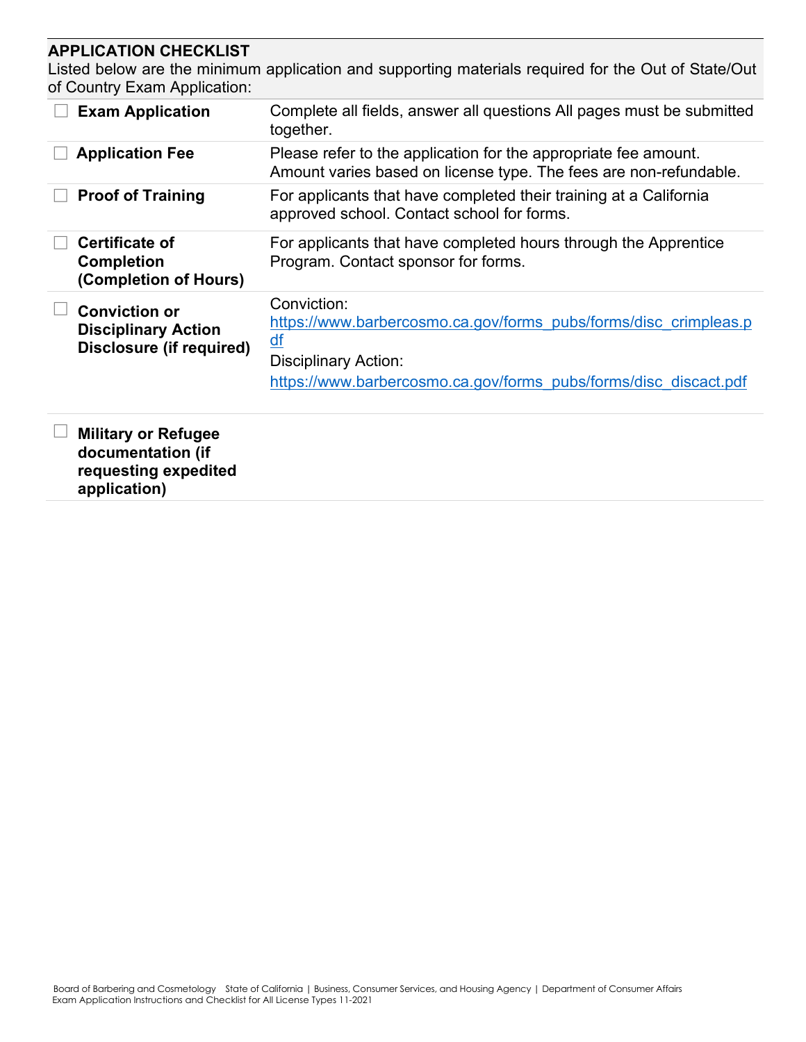## APPLICATION CHECKLIST

Listed below are the minimum application and supporting materials required for the Out of State/Out of Country Exam Application:

| | |
|---|---|
| ☐ **Exam Application** | Complete all fields, answer all questions All pages must be submitted together. |
| ☐ **Application Fee** | Please refer to the application for the appropriate fee amount. Amount varies based on license type. The fees are non-refundable. |
| ☐ **Proof of Training** | For applicants that have completed their training at a California approved school. Contact school for forms. |
| ☐ **Certificate of Completion (Completion of Hours)** | For applicants that have completed hours through the Apprentice Program. Contact sponsor for forms. |
| ☐ **Conviction or Disciplinary Action Disclosure (if required)** | Conviction: https://www.barbercosmo.ca.gov/forms_pubs/forms/disc_crimpleas.pdf Disciplinary Action: https://www.barbercosmo.ca.gov/forms_pubs/forms/disc_discact.pdf |
| ☐ **Military or Refugee documentation (if requesting expedited application)** | |